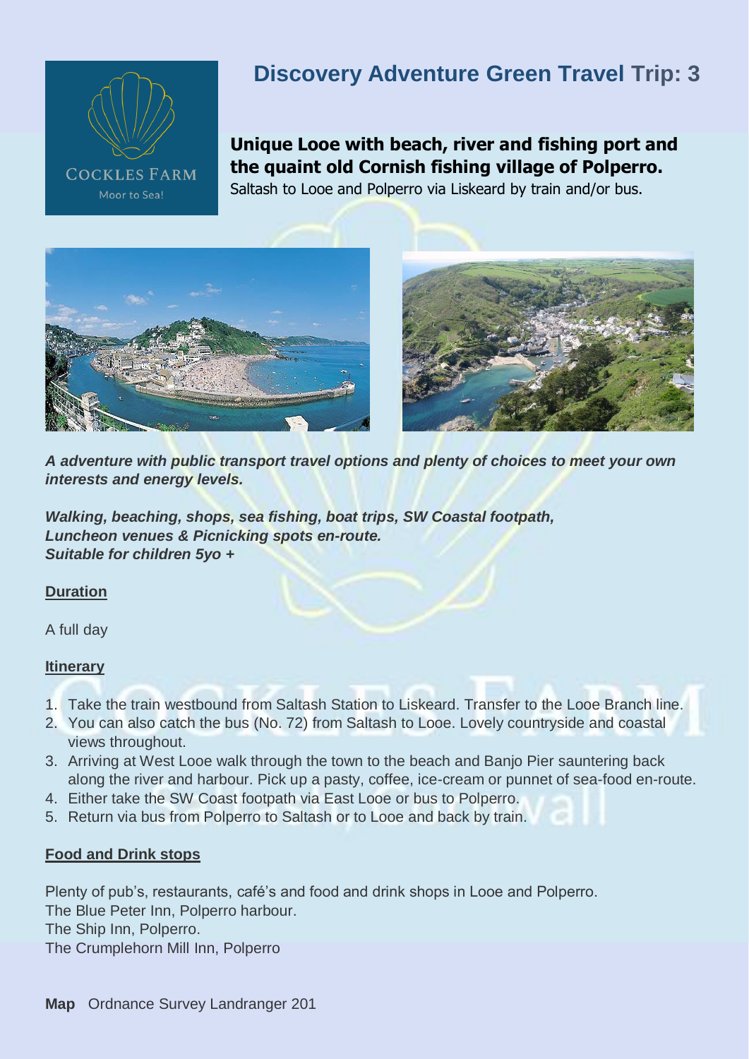COCKLES FARM

Moor to Sea!

# Discovery Adventure Green Travel Trip: 3

**Unique Looe with beach, river and fishing port and the quaint old Cornish fishing village of Polperro.**

Saltash to Looe and Polperro via Liskeard by train and/or bus.

***A adventure with public transport travel options and plenty of choices to meet your own interests and energy levels.***

***Walking, beaching, shops, sea fishing, boat trips, SW Coastal footpath,***
***Luncheon venues & Picnicking spots en-route.***
***Suitable for children 5yo +***

## Duration

A full day

## Itinerary

1. Take the train westbound from Saltash Station to Liskeard. Transfer to the Looe Branch line.
2. You can also catch the bus (No. 72) from Saltash to Looe. Lovely countryside and coastal views throughout.
3. Arriving at West Looe walk through the town to the beach and Banjo Pier sauntering back along the river and harbour. Pick up a pasty, coffee, ice-cream or punnet of sea-food en-route.
4. Either take the SW Coast footpath via East Looe or bus to Polperro.
5. Return via bus from Polperro to Saltash or to Looe and back by train.

## Food and Drink stops

Plenty of pub's, restaurants, café's and food and drink shops in Looe and Polperro.
The Blue Peter Inn, Polperro harbour.
The Ship Inn, Polperro.
The Crumplehorn Mill Inn, Polperro

**Map** Ordnance Survey Landranger 201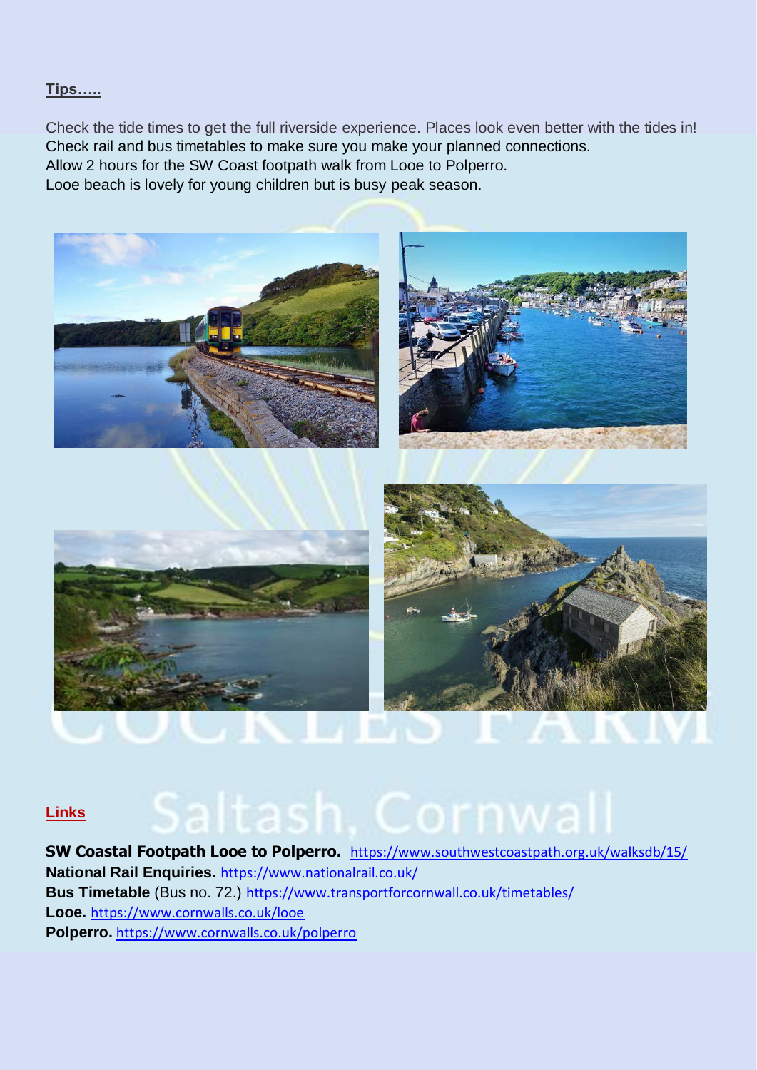**Tips…..**

Check the tide times to get the full riverside experience. Places look even better with the tides in!
Check rail and bus timetables to make sure you make your planned connections.
Allow 2 hours for the SW Coast footpath walk from Looe to Polperro.
Looe beach is lovely for young children but is busy peak season.

**Links**

**SW Coastal Footpath Looe to Polperro.** https://www.southwestcoastpath.org.uk/walksdb/15/
**National Rail Enquiries.** https://www.nationalrail.co.uk/
**Bus Timetable** (Bus no. 72.) https://www.transportforcornwall.co.uk/timetables/
**Looe.** https://www.cornwalls.co.uk/looe
**Polperro.** https://www.cornwalls.co.uk/polperro